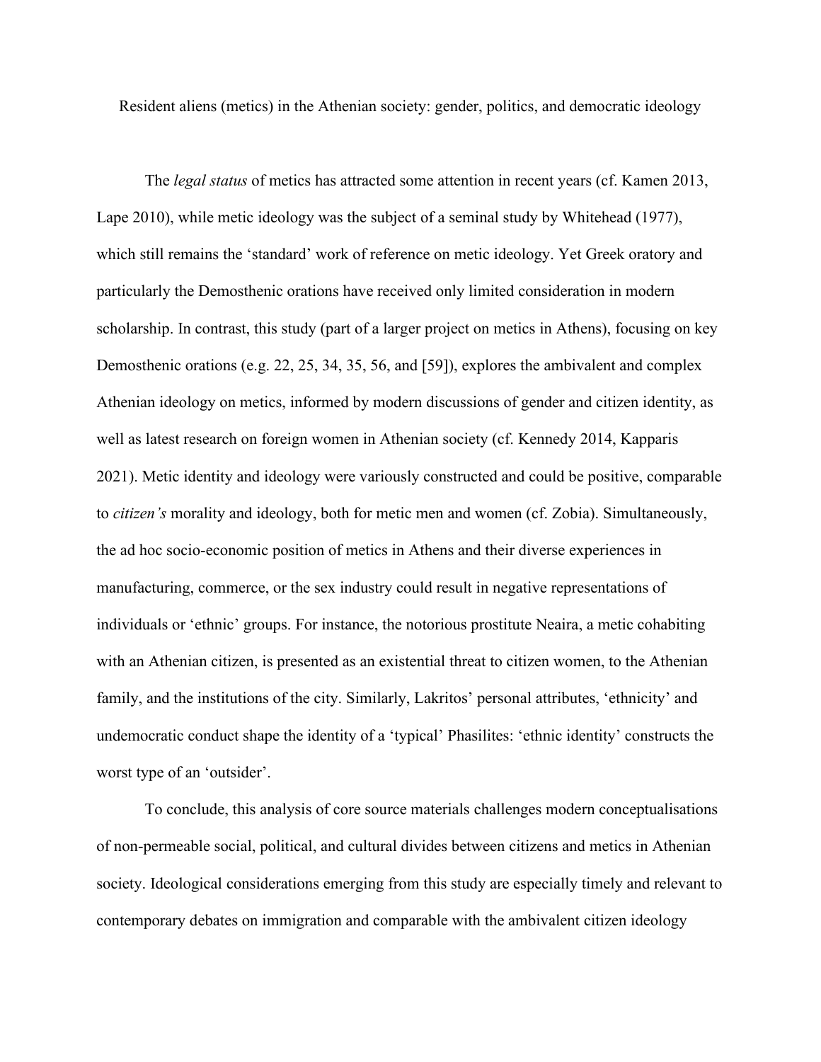# Resident aliens (metics) in the Athenian society: gender, politics, and democratic ideology

The *legal status* of metics has attracted some attention in recent years (cf. Kamen 2013, Lape 2010), while metic ideology was the subject of a seminal study by Whitehead (1977), which still remains the 'standard' work of reference on metic ideology. Yet Greek oratory and particularly the Demosthenic orations have received only limited consideration in modern scholarship. In contrast, this study (part of a larger project on metics in Athens), focusing on key Demosthenic orations (e.g. 22, 25, 34, 35, 56, and [59]), explores the ambivalent and complex Athenian ideology on metics, informed by modern discussions of gender and citizen identity, as well as latest research on foreign women in Athenian society (cf. Kennedy 2014, Kapparis 2021). Metic identity and ideology were variously constructed and could be positive, comparable to *citizen's* morality and ideology, both for metic men and women (cf. Zobia). Simultaneously, the ad hoc socio-economic position of metics in Athens and their diverse experiences in manufacturing, commerce, or the sex industry could result in negative representations of individuals or 'ethnic' groups. For instance, the notorious prostitute Neaira, a metic cohabiting with an Athenian citizen, is presented as an existential threat to citizen women, to the Athenian family, and the institutions of the city. Similarly, Lakritos' personal attributes, 'ethnicity' and undemocratic conduct shape the identity of a 'typical' Phasilites: 'ethnic identity' constructs the worst type of an 'outsider'.

To conclude, this analysis of core source materials challenges modern conceptualisations of non-permeable social, political, and cultural divides between citizens and metics in Athenian society. Ideological considerations emerging from this study are especially timely and relevant to contemporary debates on immigration and comparable with the ambivalent citizen ideology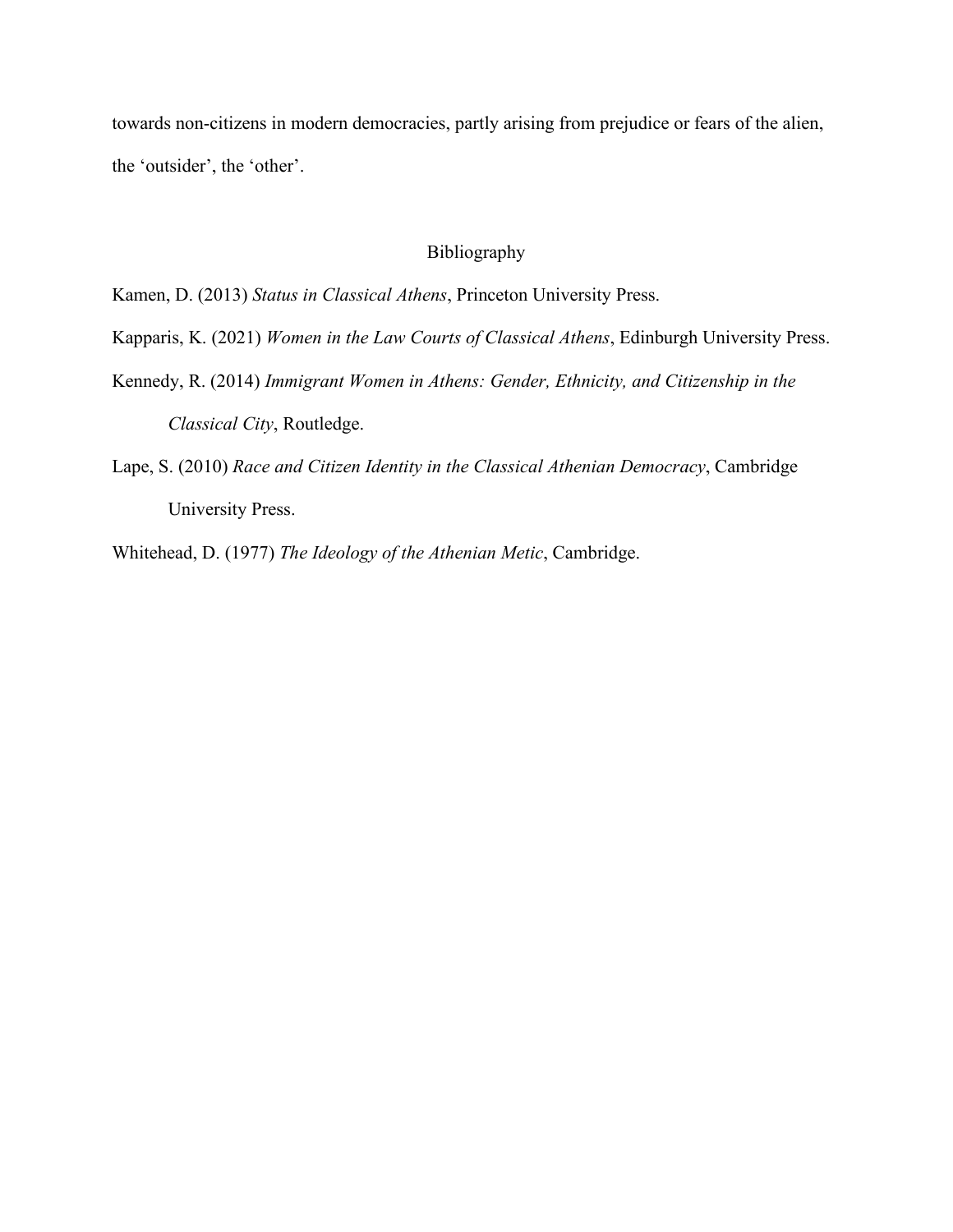towards non-citizens in modern democracies, partly arising from prejudice or fears of the alien, the 'outsider', the 'other'.

## Bibliography

Kamen, D. (2013) *Status in Classical Athens*, Princeton University Press.

Kapparis, K. (2021) *Women in the Law Courts of Classical Athens*, Edinburgh University Press.

Kennedy, R. (2014) *Immigrant Women in Athens: Gender, Ethnicity, and Citizenship in the Classical City*, Routledge.

Lape, S. (2010) *Race and Citizen Identity in the Classical Athenian Democracy*, Cambridge University Press.

Whitehead, D. (1977) *The Ideology of the Athenian Metic*, Cambridge.